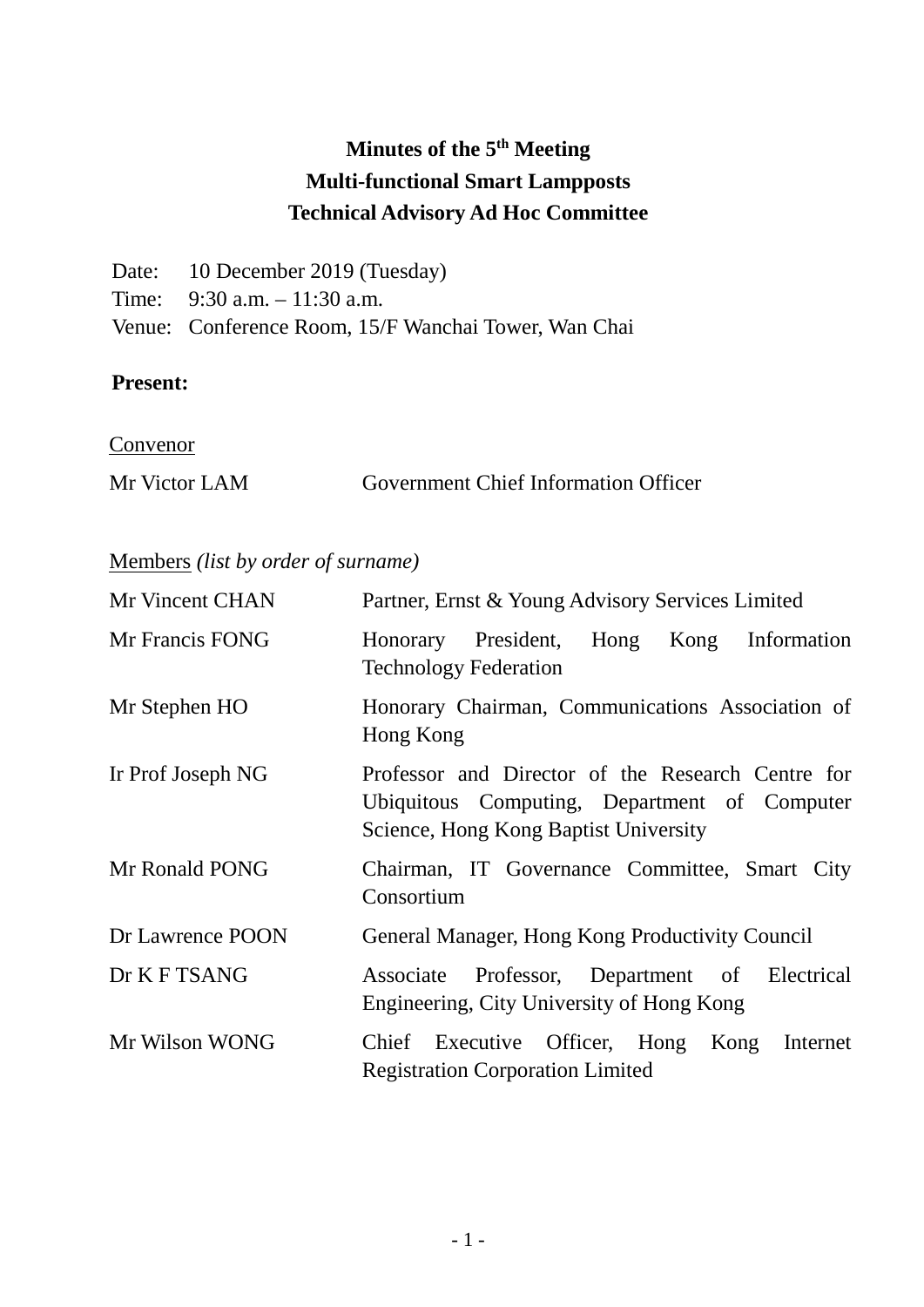# Minutes of the 5th Meeting
# Multi-functional Smart Lampposts
# Technical Advisory Ad Hoc Committee

Date: 10 December 2019 (Tuesday)
Time: 9:30 a.m. – 11:30 a.m.
Venue: Conference Room, 15/F Wanchai Tower, Wan Chai

**Present:**

Convenor

| | |
|---|---|
| Mr Victor LAM | Government Chief Information Officer |

Members *(list by order of surname)*

| | |
|---|---|
| Mr Vincent CHAN | Partner, Ernst & Young Advisory Services Limited |
| Mr Francis FONG | Honorary President, Hong Kong Information Technology Federation |
| Mr Stephen HO | Honorary Chairman, Communications Association of Hong Kong |
| Ir Prof Joseph NG | Professor and Director of the Research Centre for Ubiquitous Computing, Department of Computer Science, Hong Kong Baptist University |
| Mr Ronald PONG | Chairman, IT Governance Committee, Smart City Consortium |
| Dr Lawrence POON | General Manager, Hong Kong Productivity Council |
| Dr K F TSANG | Associate Professor, Department of Electrical Engineering, City University of Hong Kong |
| Mr Wilson WONG | Chief Executive Officer, Hong Kong Internet Registration Corporation Limited |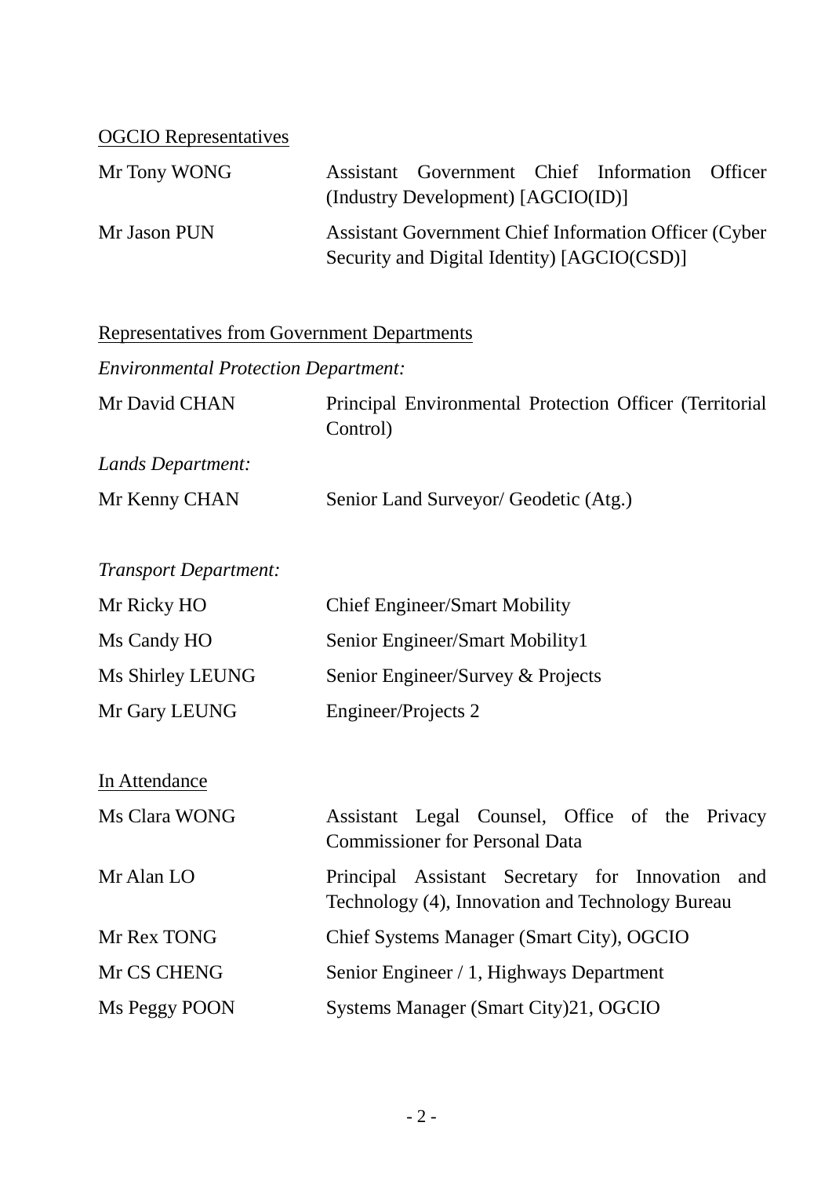<u>OGCIO Representatives</u>

| | |
|---|---|
| Mr Tony WONG | Assistant Government Chief Information Officer (Industry Development) [AGCIO(ID)] |
| Mr Jason PUN | Assistant Government Chief Information Officer (Cyber Security and Digital Identity) [AGCIO(CSD)] |

<u>Representatives from Government Departments</u>

*Environmental Protection Department:*

| | |
|---|---|
| Mr David CHAN | Principal Environmental Protection Officer (Territorial Control) |

*Lands Department:*

| | |
|---|---|
| Mr Kenny CHAN | Senior Land Surveyor/ Geodetic (Atg.) |

*Transport Department:*

| | |
|---|---|
| Mr Ricky HO | Chief Engineer/Smart Mobility |
| Ms Candy HO | Senior Engineer/Smart Mobility1 |
| Ms Shirley LEUNG | Senior Engineer/Survey & Projects |
| Mr Gary LEUNG | Engineer/Projects 2 |

<u>In Attendance</u>

| | |
|---|---|
| Ms Clara WONG | Assistant Legal Counsel, Office of the Privacy Commissioner for Personal Data |
| Mr Alan LO | Principal Assistant Secretary for Innovation and Technology (4), Innovation and Technology Bureau |
| Mr Rex TONG | Chief Systems Manager (Smart City), OGCIO |
| Mr CS CHENG | Senior Engineer / 1, Highways Department |
| Ms Peggy POON | Systems Manager (Smart City)21, OGCIO |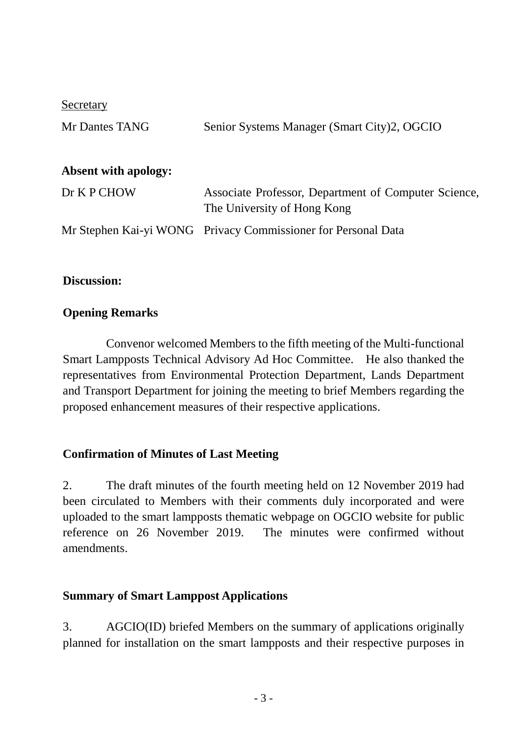<u>Secretary</u>

| | |
|---|---|
| Mr Dantes TANG | Senior Systems Manager (Smart City)2, OGCIO |

**Absent with apology:**

| | |
|---|---|
| Dr K P CHOW | Associate Professor, Department of Computer Science, The University of Hong Kong |
| Mr Stephen Kai-yi WONG | Privacy Commissioner for Personal Data |

**Discussion:**

**Opening Remarks**

Convenor welcomed Members to the fifth meeting of the Multi-functional Smart Lampposts Technical Advisory Ad Hoc Committee. He also thanked the representatives from Environmental Protection Department, Lands Department and Transport Department for joining the meeting to brief Members regarding the proposed enhancement measures of their respective applications.

**Confirmation of Minutes of Last Meeting**

2. The draft minutes of the fourth meeting held on 12 November 2019 had been circulated to Members with their comments duly incorporated and were uploaded to the smart lampposts thematic webpage on OGCIO website for public reference on 26 November 2019. The minutes were confirmed without amendments.

**Summary of Smart Lamppost Applications**

3. AGCIO(ID) briefed Members on the summary of applications originally planned for installation on the smart lampposts and their respective purposes in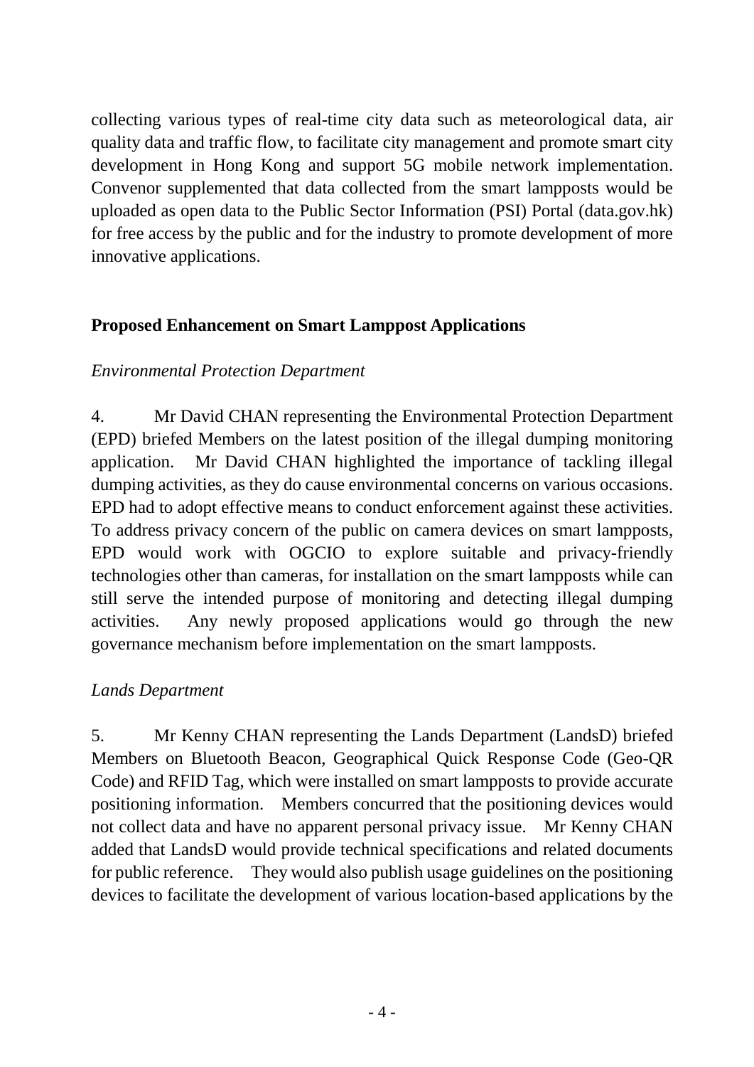collecting various types of real-time city data such as meteorological data, air quality data and traffic flow, to facilitate city management and promote smart city development in Hong Kong and support 5G mobile network implementation. Convenor supplemented that data collected from the smart lampposts would be uploaded as open data to the Public Sector Information (PSI) Portal (data.gov.hk) for free access by the public and for the industry to promote development of more innovative applications.

## Proposed Enhancement on Smart Lamppost Applications

*Environmental Protection Department*

4. Mr David CHAN representing the Environmental Protection Department (EPD) briefed Members on the latest position of the illegal dumping monitoring application. Mr David CHAN highlighted the importance of tackling illegal dumping activities, as they do cause environmental concerns on various occasions. EPD had to adopt effective means to conduct enforcement against these activities. To address privacy concern of the public on camera devices on smart lampposts, EPD would work with OGCIO to explore suitable and privacy-friendly technologies other than cameras, for installation on the smart lampposts while can still serve the intended purpose of monitoring and detecting illegal dumping activities. Any newly proposed applications would go through the new governance mechanism before implementation on the smart lampposts.

*Lands Department*

5. Mr Kenny CHAN representing the Lands Department (LandsD) briefed Members on Bluetooth Beacon, Geographical Quick Response Code (Geo-QR Code) and RFID Tag, which were installed on smart lampposts to provide accurate positioning information. Members concurred that the positioning devices would not collect data and have no apparent personal privacy issue. Mr Kenny CHAN added that LandsD would provide technical specifications and related documents for public reference. They would also publish usage guidelines on the positioning devices to facilitate the development of various location-based applications by the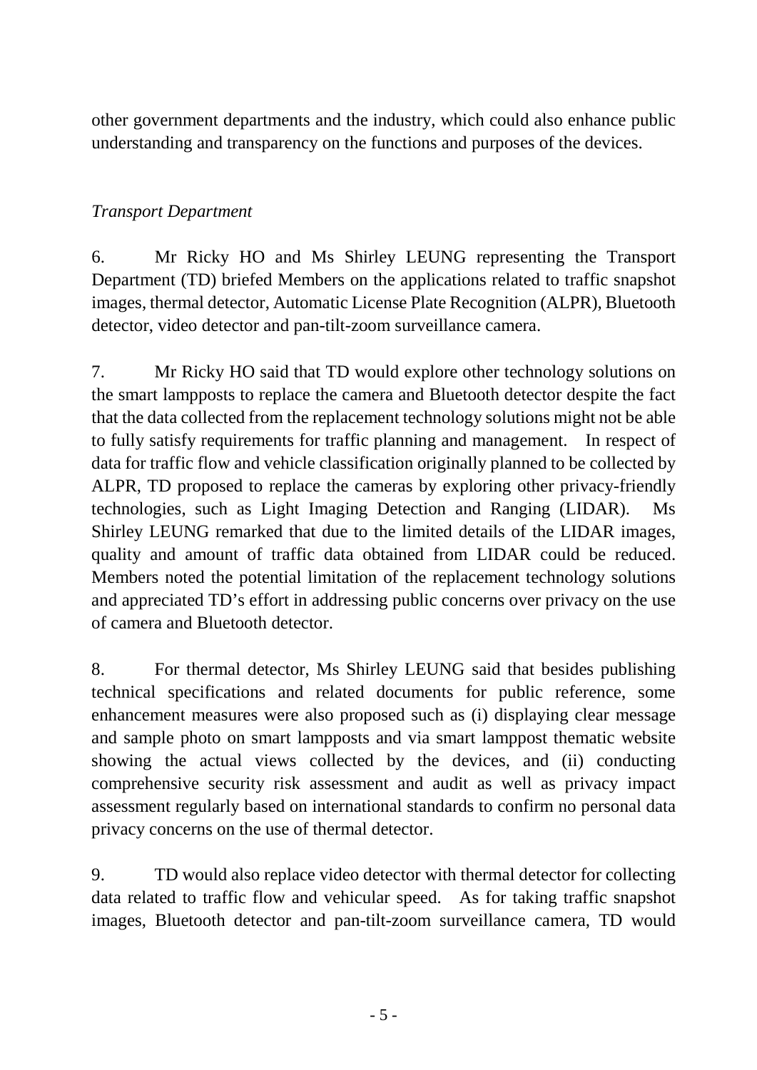other government departments and the industry, which could also enhance public understanding and transparency on the functions and purposes of the devices.

*Transport Department*

6. Mr Ricky HO and Ms Shirley LEUNG representing the Transport Department (TD) briefed Members on the applications related to traffic snapshot images, thermal detector, Automatic License Plate Recognition (ALPR), Bluetooth detector, video detector and pan-tilt-zoom surveillance camera.

7. Mr Ricky HO said that TD would explore other technology solutions on the smart lampposts to replace the camera and Bluetooth detector despite the fact that the data collected from the replacement technology solutions might not be able to fully satisfy requirements for traffic planning and management. In respect of data for traffic flow and vehicle classification originally planned to be collected by ALPR, TD proposed to replace the cameras by exploring other privacy-friendly technologies, such as Light Imaging Detection and Ranging (LIDAR). Ms Shirley LEUNG remarked that due to the limited details of the LIDAR images, quality and amount of traffic data obtained from LIDAR could be reduced. Members noted the potential limitation of the replacement technology solutions and appreciated TD's effort in addressing public concerns over privacy on the use of camera and Bluetooth detector.

8. For thermal detector, Ms Shirley LEUNG said that besides publishing technical specifications and related documents for public reference, some enhancement measures were also proposed such as (i) displaying clear message and sample photo on smart lampposts and via smart lamppost thematic website showing the actual views collected by the devices, and (ii) conducting comprehensive security risk assessment and audit as well as privacy impact assessment regularly based on international standards to confirm no personal data privacy concerns on the use of thermal detector.

9. TD would also replace video detector with thermal detector for collecting data related to traffic flow and vehicular speed. As for taking traffic snapshot images, Bluetooth detector and pan-tilt-zoom surveillance camera, TD would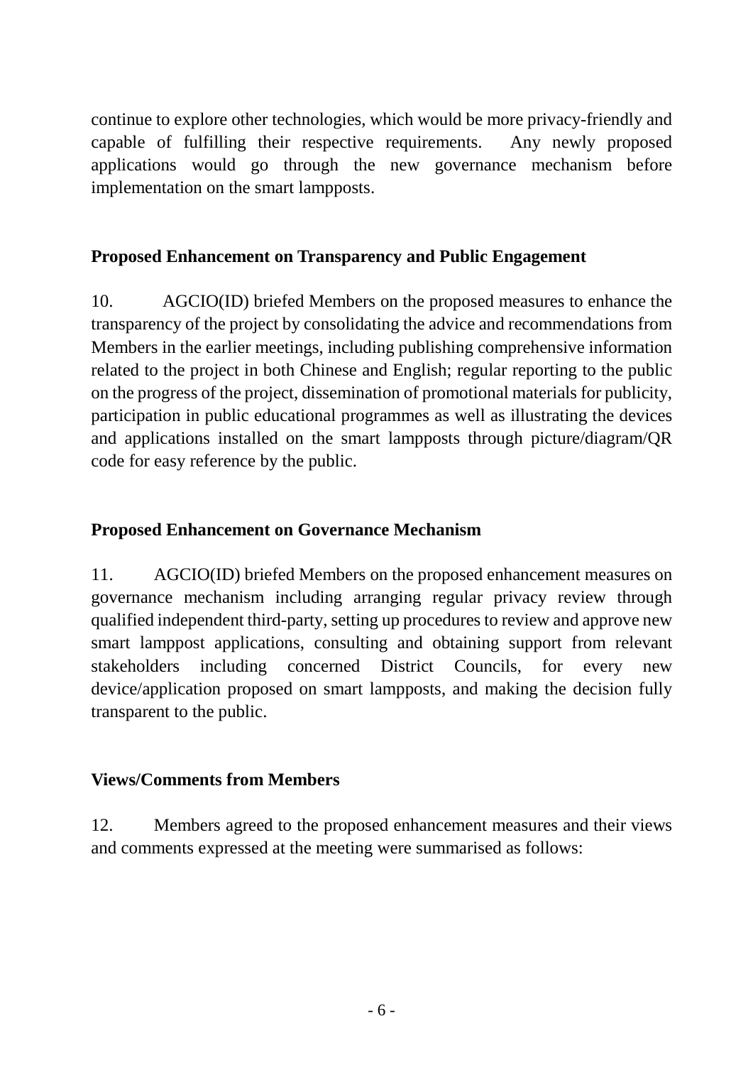continue to explore other technologies, which would be more privacy-friendly and capable of fulfilling their respective requirements. Any newly proposed applications would go through the new governance mechanism before implementation on the smart lampposts.

**Proposed Enhancement on Transparency and Public Engagement**

10. AGCIO(ID) briefed Members on the proposed measures to enhance the transparency of the project by consolidating the advice and recommendations from Members in the earlier meetings, including publishing comprehensive information related to the project in both Chinese and English; regular reporting to the public on the progress of the project, dissemination of promotional materials for publicity, participation in public educational programmes as well as illustrating the devices and applications installed on the smart lampposts through picture/diagram/QR code for easy reference by the public.

**Proposed Enhancement on Governance Mechanism**

11. AGCIO(ID) briefed Members on the proposed enhancement measures on governance mechanism including arranging regular privacy review through qualified independent third-party, setting up procedures to review and approve new smart lamppost applications, consulting and obtaining support from relevant stakeholders including concerned District Councils, for every new device/application proposed on smart lampposts, and making the decision fully transparent to the public.

**Views/Comments from Members**

12. Members agreed to the proposed enhancement measures and their views and comments expressed at the meeting were summarised as follows: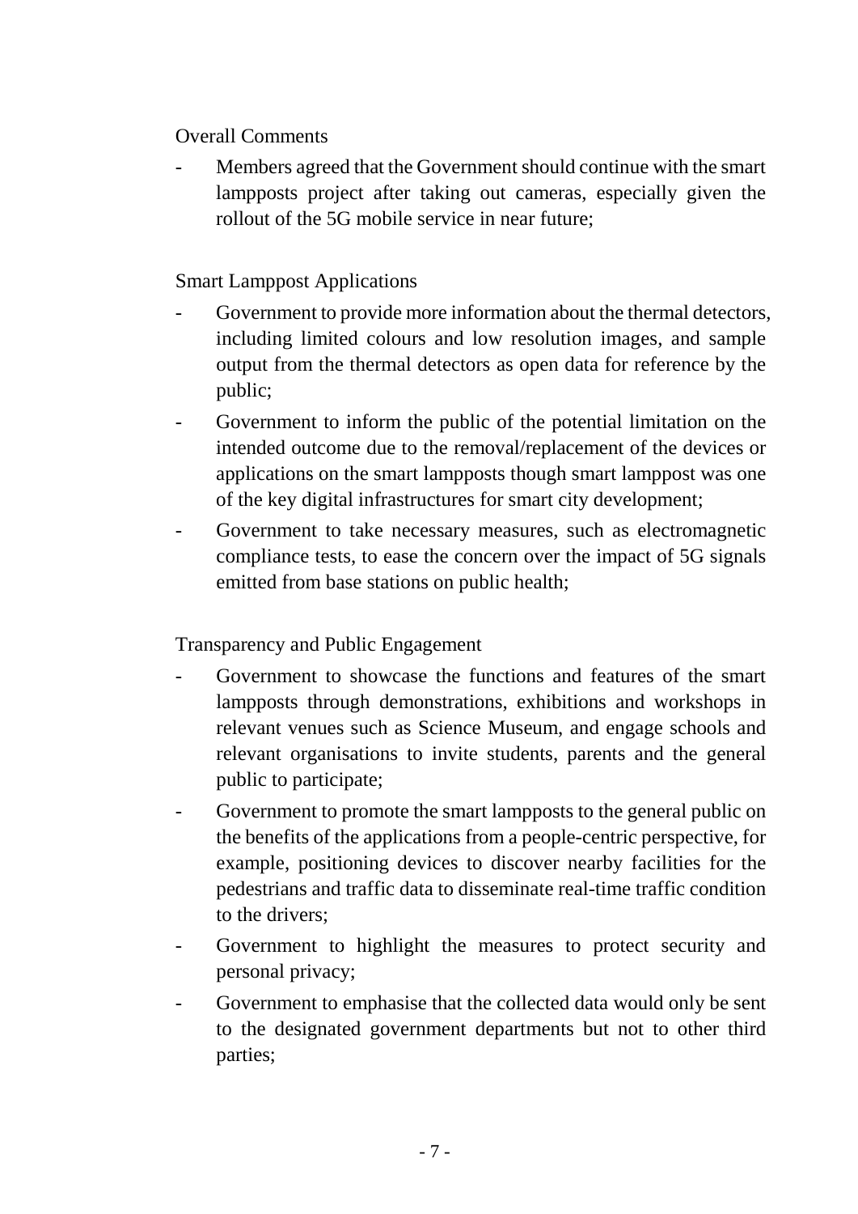Overall Comments

- Members agreed that the Government should continue with the smart lampposts project after taking out cameras, especially given the rollout of the 5G mobile service in near future;

Smart Lamppost Applications

- Government to provide more information about the thermal detectors, including limited colours and low resolution images, and sample output from the thermal detectors as open data for reference by the public;
- Government to inform the public of the potential limitation on the intended outcome due to the removal/replacement of the devices or applications on the smart lampposts though smart lamppost was one of the key digital infrastructures for smart city development;
- Government to take necessary measures, such as electromagnetic compliance tests, to ease the concern over the impact of 5G signals emitted from base stations on public health;

Transparency and Public Engagement

- Government to showcase the functions and features of the smart lampposts through demonstrations, exhibitions and workshops in relevant venues such as Science Museum, and engage schools and relevant organisations to invite students, parents and the general public to participate;
- Government to promote the smart lampposts to the general public on the benefits of the applications from a people-centric perspective, for example, positioning devices to discover nearby facilities for the pedestrians and traffic data to disseminate real-time traffic condition to the drivers;
- Government to highlight the measures to protect security and personal privacy;
- Government to emphasise that the collected data would only be sent to the designated government departments but not to other third parties;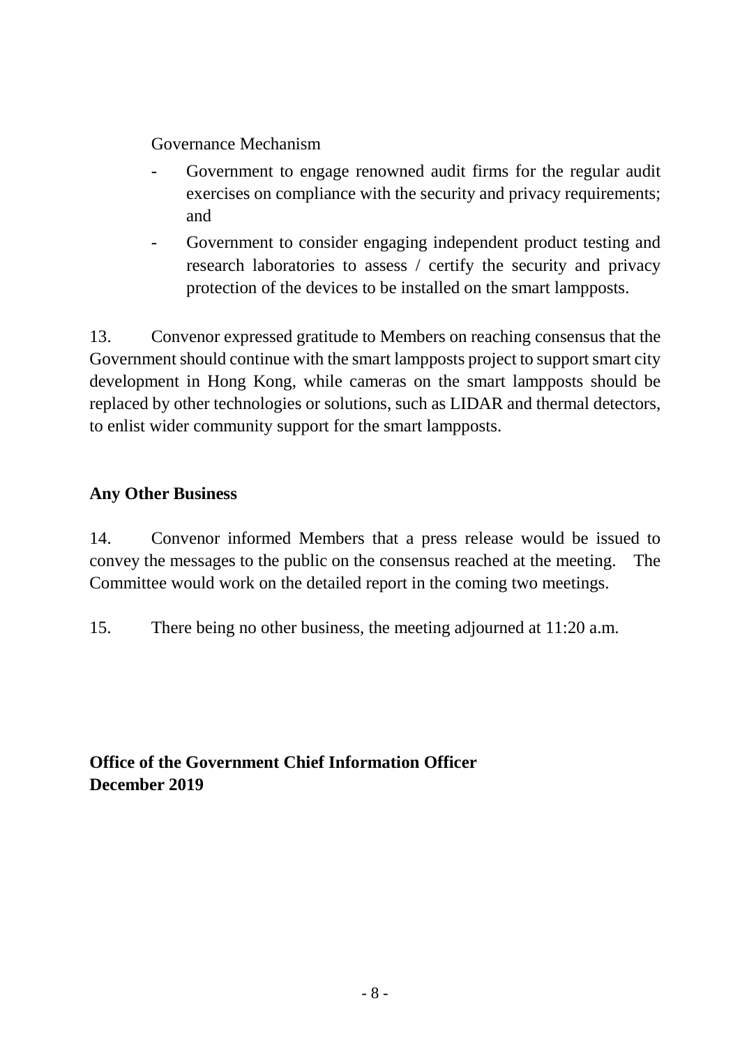Governance Mechanism

- Government to engage renowned audit firms for the regular audit exercises on compliance with the security and privacy requirements; and
- Government to consider engaging independent product testing and research laboratories to assess / certify the security and privacy protection of the devices to be installed on the smart lampposts.

13. Convenor expressed gratitude to Members on reaching consensus that the Government should continue with the smart lampposts project to support smart city development in Hong Kong, while cameras on the smart lampposts should be replaced by other technologies or solutions, such as LIDAR and thermal detectors, to enlist wider community support for the smart lampposts.

**Any Other Business**

14. Convenor informed Members that a press release would be issued to convey the messages to the public on the consensus reached at the meeting. The Committee would work on the detailed report in the coming two meetings.

15. There being no other business, the meeting adjourned at 11:20 a.m.

**Office of the Government Chief Information Officer**
**December 2019**